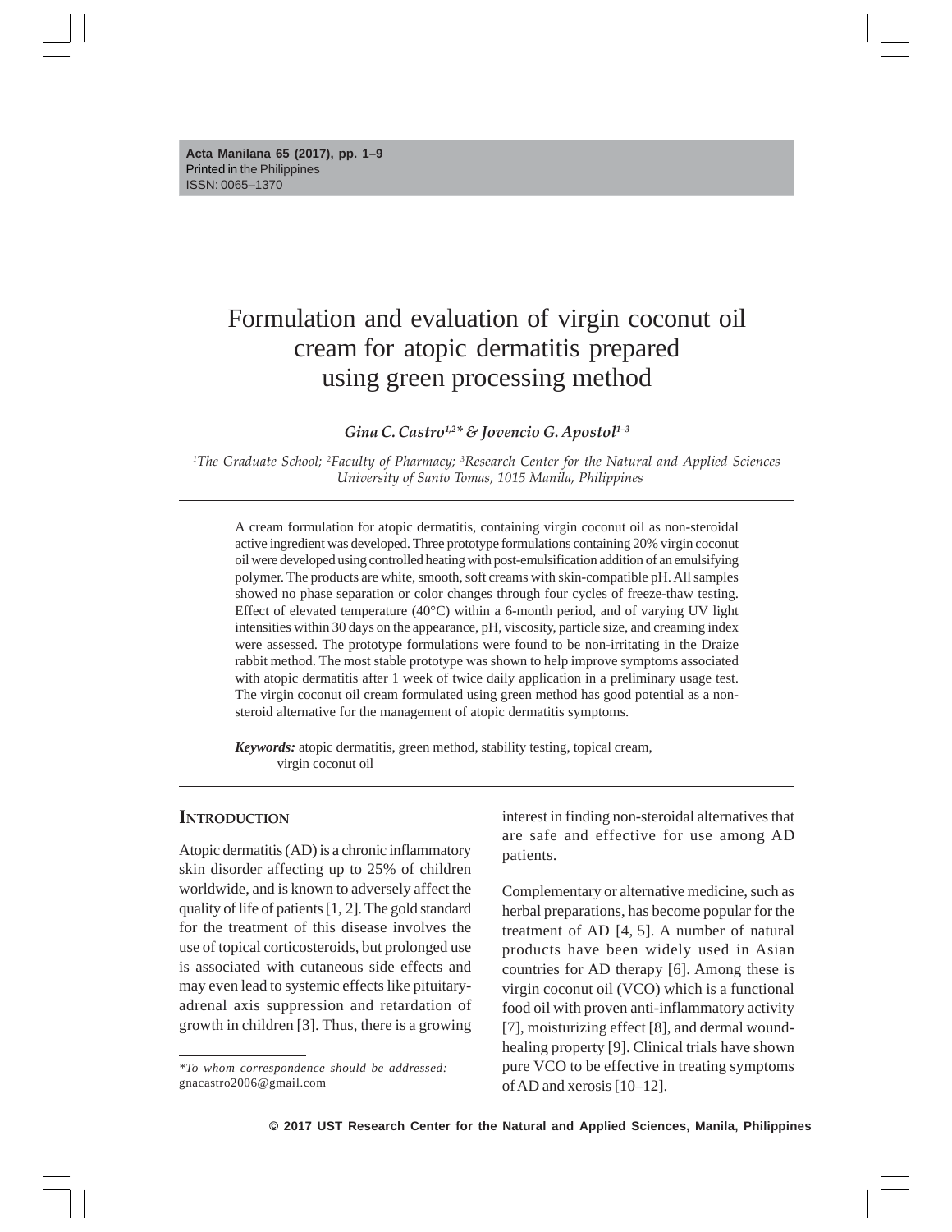# Formulation and evaluation of virgin coconut oil cream for atopic dermatitis prepared using green processing method

***Gina C. Castro*[1,2]* *& Jovencio G. Apostol*[1–3]**

[1]*The Graduate School;* [2]*Faculty of Pharmacy;* [3]*Research Center for the Natural and Applied Sciences University of Santo Tomas, 1015 Manila, Philippines*

---

A cream formulation for atopic dermatitis, containing virgin coconut oil as non-steroidal active ingredient was developed. Three prototype formulations containing 20% virgin coconut oil were developed using controlled heating with post-emulsification addition of an emulsifying polymer. The products are white, smooth, soft creams with skin-compatible pH. All samples showed no phase separation or color changes through four cycles of freeze-thaw testing. Effect of elevated temperature (40°C) within a 6-month period, and of varying UV light intensities within 30 days on the appearance, pH, viscosity, particle size, and creaming index were assessed. The prototype formulations were found to be non-irritating in the Draize rabbit method. The most stable prototype was shown to help improve symptoms associated with atopic dermatitis after 1 week of twice daily application in a preliminary usage test. The virgin coconut oil cream formulated using green method has good potential as a non-steroid alternative for the management of atopic dermatitis symptoms.

***Keywords:*** atopic dermatitis, green method, stability testing, topical cream, virgin coconut oil

---

## Introduction

Atopic dermatitis (AD) is a chronic inflammatory skin disorder affecting up to 25% of children worldwide, and is known to adversely affect the quality of life of patients [1, 2]. The gold standard for the treatment of this disease involves the use of topical corticosteroids, but prolonged use is associated with cutaneous side effects and may even lead to systemic effects like pituitary-adrenal axis suppression and retardation of growth in children [3]. Thus, there is a growing interest in finding non-steroidal alternatives that are safe and effective for use among AD patients.

Complementary or alternative medicine, such as herbal preparations, has become popular for the treatment of AD [4, 5]. A number of natural products have been widely used in Asian countries for AD therapy [6]. Among these is virgin coconut oil (VCO) which is a functional food oil with proven anti-inflammatory activity [7], moisturizing effect [8], and dermal wound-healing property [9]. Clinical trials have shown pure VCO to be effective in treating symptoms of AD and xerosis [10–12].

---

**To whom correspondence should be addressed:* gnacastro2006@gmail.com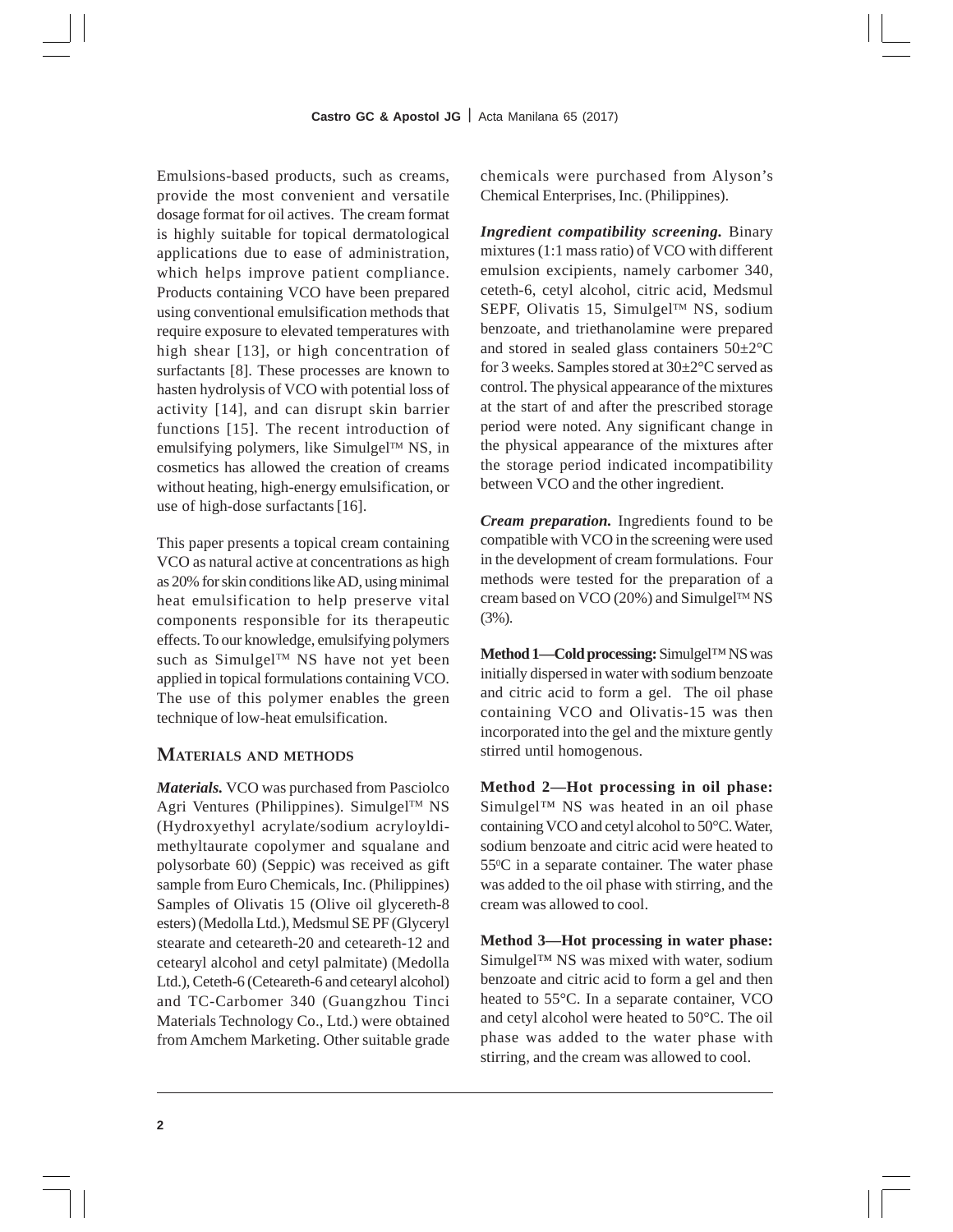Emulsions-based products, such as creams, provide the most convenient and versatile dosage format for oil actives. The cream format is highly suitable for topical dermatological applications due to ease of administration, which helps improve patient compliance. Products containing VCO have been prepared using conventional emulsification methods that require exposure to elevated temperatures with high shear [13], or high concentration of surfactants [8]. These processes are known to hasten hydrolysis of VCO with potential loss of activity [14], and can disrupt skin barrier functions [15]. The recent introduction of emulsifying polymers, like Simulgel™ NS, in cosmetics has allowed the creation of creams without heating, high-energy emulsification, or use of high-dose surfactants [16].

This paper presents a topical cream containing VCO as natural active at concentrations as high as 20% for skin conditions like AD, using minimal heat emulsification to help preserve vital components responsible for its therapeutic effects. To our knowledge, emulsifying polymers such as Simulgel™ NS have not yet been applied in topical formulations containing VCO. The use of this polymer enables the green technique of low-heat emulsification.

## Materials and methods

***Materials.*** VCO was purchased from Pasciolco Agri Ventures (Philippines). Simulgel™ NS (Hydroxyethyl acrylate/sodium acryloyldimethyltaurate copolymer and squalane and polysorbate 60) (Seppic) was received as gift sample from Euro Chemicals, Inc. (Philippines) Samples of Olivatis 15 (Olive oil glycereth-8 esters) (Medolla Ltd.), Medsmul SE PF (Glyceryl stearate and ceteareth-20 and ceteareth-12 and cetearyl alcohol and cetyl palmitate) (Medolla Ltd.), Ceteth-6 (Ceteareth-6 and cetearyl alcohol) and TC-Carbomer 340 (Guangzhou Tinci Materials Technology Co., Ltd.) were obtained from Amchem Marketing. Other suitable grade chemicals were purchased from Alyson's Chemical Enterprises, Inc. (Philippines).

***Ingredient compatibility screening.*** Binary mixtures (1:1 mass ratio) of VCO with different emulsion excipients, namely carbomer 340, ceteth-6, cetyl alcohol, citric acid, Medsmul SEPF, Olivatis 15, Simulgel™ NS, sodium benzoate, and triethanolamine were prepared and stored in sealed glass containers 50±2°C for 3 weeks. Samples stored at 30±2°C served as control. The physical appearance of the mixtures at the start of and after the prescribed storage period were noted. Any significant change in the physical appearance of the mixtures after the storage period indicated incompatibility between VCO and the other ingredient.

***Cream preparation.*** Ingredients found to be compatible with VCO in the screening were used in the development of cream formulations. Four methods were tested for the preparation of a cream based on VCO (20%) and Simulgel™ NS (3%).

**Method 1—Cold processing:** Simulgel™ NS was initially dispersed in water with sodium benzoate and citric acid to form a gel. The oil phase containing VCO and Olivatis-15 was then incorporated into the gel and the mixture gently stirred until homogenous.

**Method 2—Hot processing in oil phase:** Simulgel™ NS was heated in an oil phase containing VCO and cetyl alcohol to 50°C. Water, sodium benzoate and citric acid were heated to 55°C in a separate container. The water phase was added to the oil phase with stirring, and the cream was allowed to cool.

**Method 3—Hot processing in water phase:** Simulgel™ NS was mixed with water, sodium benzoate and citric acid to form a gel and then heated to 55°C. In a separate container, VCO and cetyl alcohol were heated to 50°C. The oil phase was added to the water phase with stirring, and the cream was allowed to cool.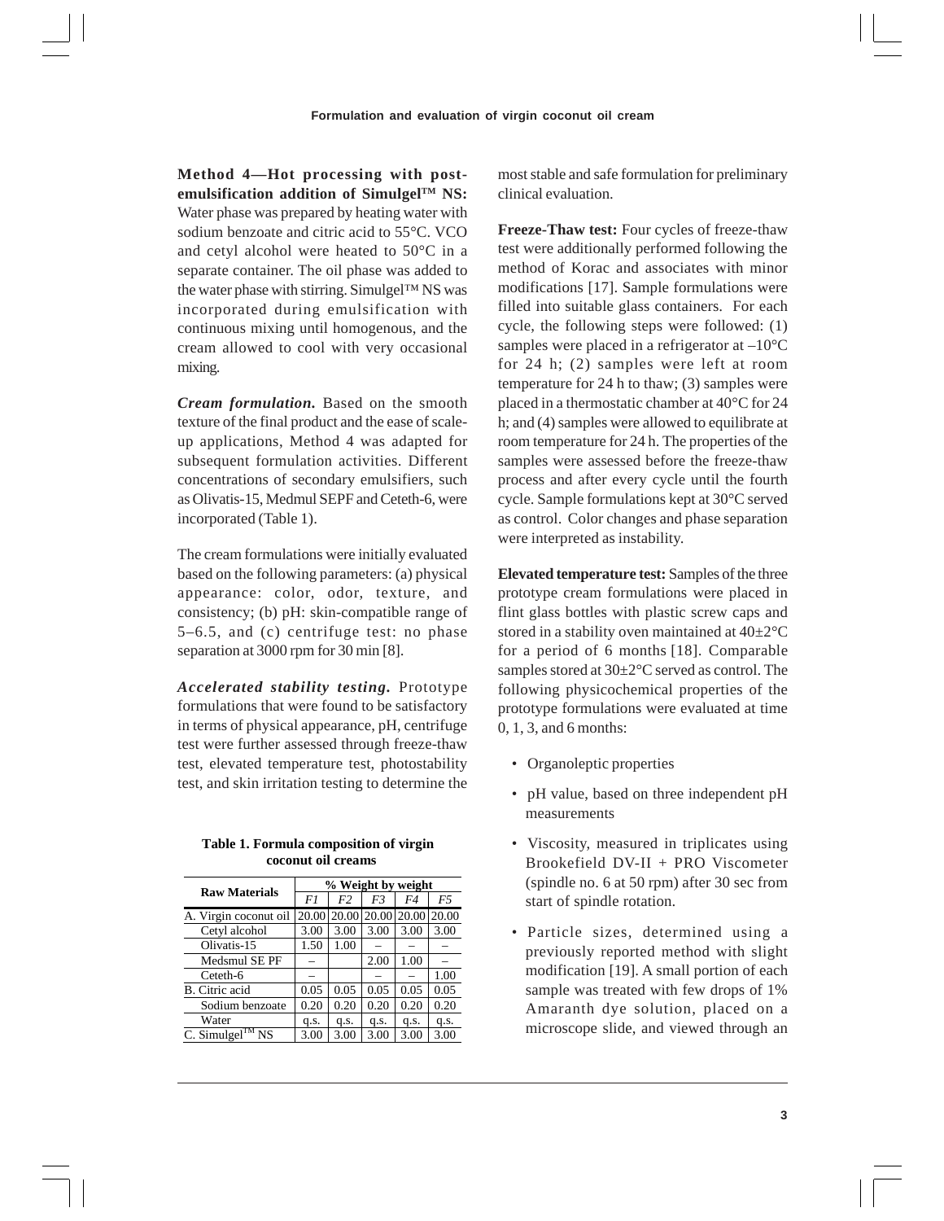**Method 4—Hot processing with post-emulsification addition of Simulgel™ NS:** Water phase was prepared by heating water with sodium benzoate and citric acid to 55°C. VCO and cetyl alcohol were heated to 50°C in a separate container. The oil phase was added to the water phase with stirring. Simulgel™ NS was incorporated during emulsification with continuous mixing until homogenous, and the cream allowed to cool with very occasional mixing.

***Cream formulation.*** Based on the smooth texture of the final product and the ease of scale-up applications, Method 4 was adapted for subsequent formulation activities. Different concentrations of secondary emulsifiers, such as Olivatis-15, Medmul SEPF and Ceteth-6, were incorporated (Table 1).

The cream formulations were initially evaluated based on the following parameters: (a) physical appearance: color, odor, texture, and consistency; (b) pH: skin-compatible range of 5–6.5, and (c) centrifuge test: no phase separation at 3000 rpm for 30 min [8].

***Accelerated stability testing.*** Prototype formulations that were found to be satisfactory in terms of physical appearance, pH, centrifuge test were further assessed through freeze-thaw test, elevated temperature test, photostability test, and skin irritation testing to determine the most stable and safe formulation for preliminary clinical evaluation.

**Table 1. Formula composition of virgin coconut oil creams**

| Raw Materials | % Weight by weight | | | | |
|---|---|---|---|---|---|
| | *F1* | *F2* | *F3* | *F4* | *F5* |
| A. Virgin coconut oil | 20.00 | 20.00 | 20.00 | 20.00 | 20.00 |
| Cetyl alcohol | 3.00 | 3.00 | 3.00 | 3.00 | 3.00 |
| Olivatis-15 | 1.50 | 1.00 | – | – | – |
| Medsmul SE PF | – | | 2.00 | 1.00 | – |
| Ceteth-6 | – | – | – | – | 1.00 |
| B. Citric acid | 0.05 | 0.05 | 0.05 | 0.05 | 0.05 |
| Sodium benzoate | 0.20 | 0.20 | 0.20 | 0.20 | 0.20 |
| Water | q.s. | q.s. | q.s. | q.s. | q.s. |
| C. Simulgel™ NS | 3.00 | 3.00 | 3.00 | 3.00 | 3.00 |

**Freeze-Thaw test:** Four cycles of freeze-thaw test were additionally performed following the method of Korac and associates with minor modifications [17]. Sample formulations were filled into suitable glass containers. For each cycle, the following steps were followed: (1) samples were placed in a refrigerator at –10°C for 24 h; (2) samples were left at room temperature for 24 h to thaw; (3) samples were placed in a thermostatic chamber at 40°C for 24 h; and (4) samples were allowed to equilibrate at room temperature for 24 h. The properties of the samples were assessed before the freeze-thaw process and after every cycle until the fourth cycle. Sample formulations kept at 30°C served as control. Color changes and phase separation were interpreted as instability.

**Elevated temperature test:** Samples of the three prototype cream formulations were placed in flint glass bottles with plastic screw caps and stored in a stability oven maintained at 40±2°C for a period of 6 months [18]. Comparable samples stored at 30±2°C served as control. The following physicochemical properties of the prototype formulations were evaluated at time 0, 1, 3, and 6 months:

- Organoleptic properties
- pH value, based on three independent pH measurements
- Viscosity, measured in triplicates using Brookefield DV-II + PRO Viscometer (spindle no. 6 at 50 rpm) after 30 sec from start of spindle rotation.
- Particle sizes, determined using a previously reported method with slight modification [19]. A small portion of each sample was treated with few drops of 1% Amaranth dye solution, placed on a microscope slide, and viewed through an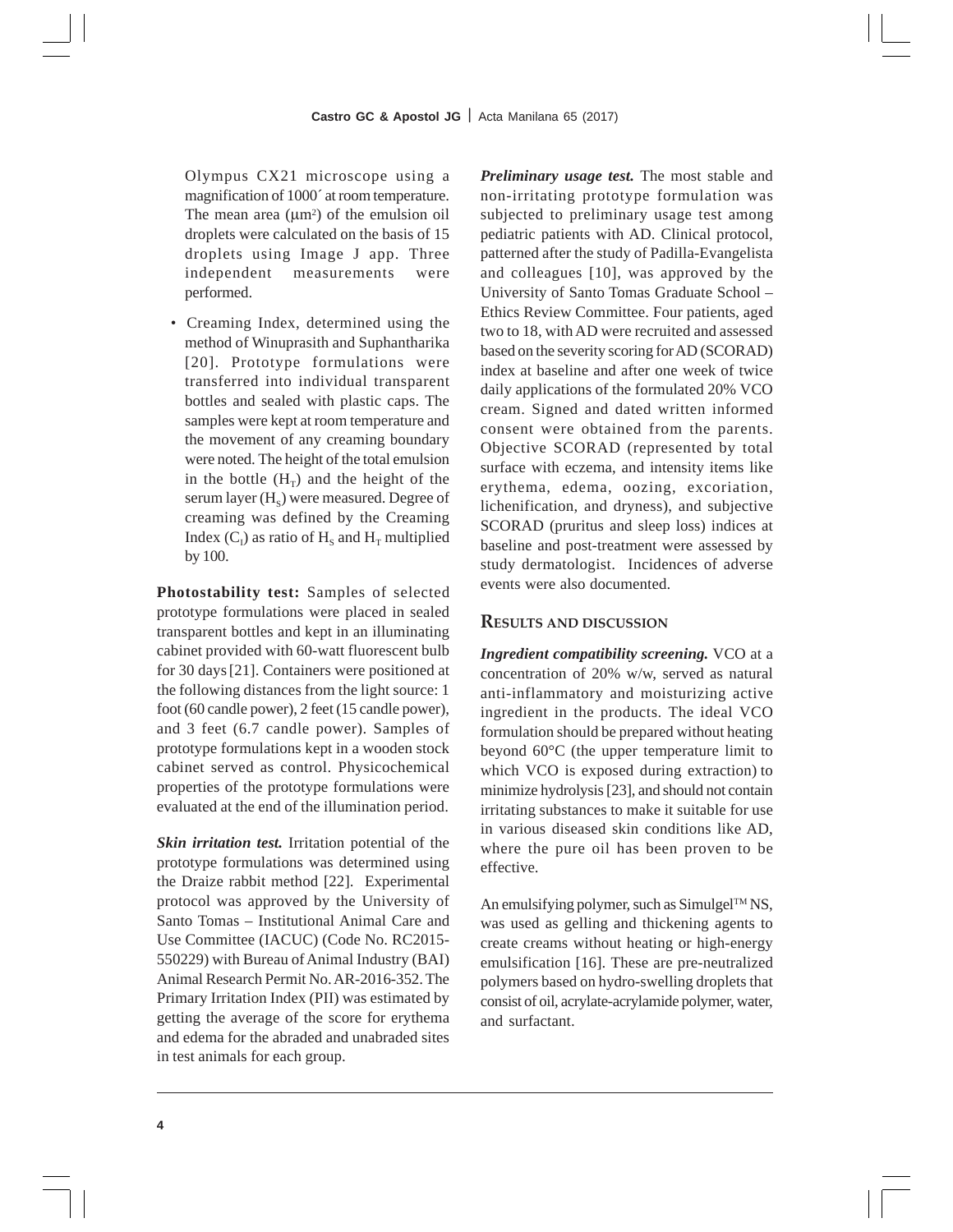Olympus CX21 microscope using a magnification of 1000´ at room temperature. The mean area (μm²) of the emulsion oil droplets were calculated on the basis of 15 droplets using Image J app. Three independent measurements were performed.

- Creaming Index, determined using the method of Winuprasith and Suphantharika [20]. Prototype formulations were transferred into individual transparent bottles and sealed with plastic caps. The samples were kept at room temperature and the movement of any creaming boundary were noted. The height of the total emulsion in the bottle ($H_T$) and the height of the serum layer ($H_S$) were measured. Degree of creaming was defined by the Creaming Index ($C_I$) as ratio of $H_S$ and $H_T$ multiplied by 100.

**Photostability test:** Samples of selected prototype formulations were placed in sealed transparent bottles and kept in an illuminating cabinet provided with 60-watt fluorescent bulb for 30 days [21]. Containers were positioned at the following distances from the light source: 1 foot (60 candle power), 2 feet (15 candle power), and 3 feet (6.7 candle power). Samples of prototype formulations kept in a wooden stock cabinet served as control. Physicochemical properties of the prototype formulations were evaluated at the end of the illumination period.

***Skin irritation test.*** Irritation potential of the prototype formulations was determined using the Draize rabbit method [22]. Experimental protocol was approved by the University of Santo Tomas – Institutional Animal Care and Use Committee (IACUC) (Code No. RC2015-550229) with Bureau of Animal Industry (BAI) Animal Research Permit No. AR-2016-352. The Primary Irritation Index (PII) was estimated by getting the average of the score for erythema and edema for the abraded and unabraded sites in test animals for each group.

***Preliminary usage test.*** The most stable and non-irritating prototype formulation was subjected to preliminary usage test among pediatric patients with AD. Clinical protocol, patterned after the study of Padilla-Evangelista and colleagues [10], was approved by the University of Santo Tomas Graduate School – Ethics Review Committee. Four patients, aged two to 18, with AD were recruited and assessed based on the severity scoring for AD (SCORAD) index at baseline and after one week of twice daily applications of the formulated 20% VCO cream. Signed and dated written informed consent were obtained from the parents. Objective SCORAD (represented by total surface with eczema, and intensity items like erythema, edema, oozing, excoriation, lichenification, and dryness), and subjective SCORAD (pruritus and sleep loss) indices at baseline and post-treatment were assessed by study dermatologist. Incidences of adverse events were also documented.

## RESULTS AND DISCUSSION

***Ingredient compatibility screening.*** VCO at a concentration of 20% w/w, served as natural anti-inflammatory and moisturizing active ingredient in the products. The ideal VCO formulation should be prepared without heating beyond 60°C (the upper temperature limit to which VCO is exposed during extraction) to minimize hydrolysis [23], and should not contain irritating substances to make it suitable for use in various diseased skin conditions like AD, where the pure oil has been proven to be effective.

An emulsifying polymer, such as Simulgel™ NS, was used as gelling and thickening agents to create creams without heating or high-energy emulsification [16]. These are pre-neutralized polymers based on hydro-swelling droplets that consist of oil, acrylate-acrylamide polymer, water, and surfactant.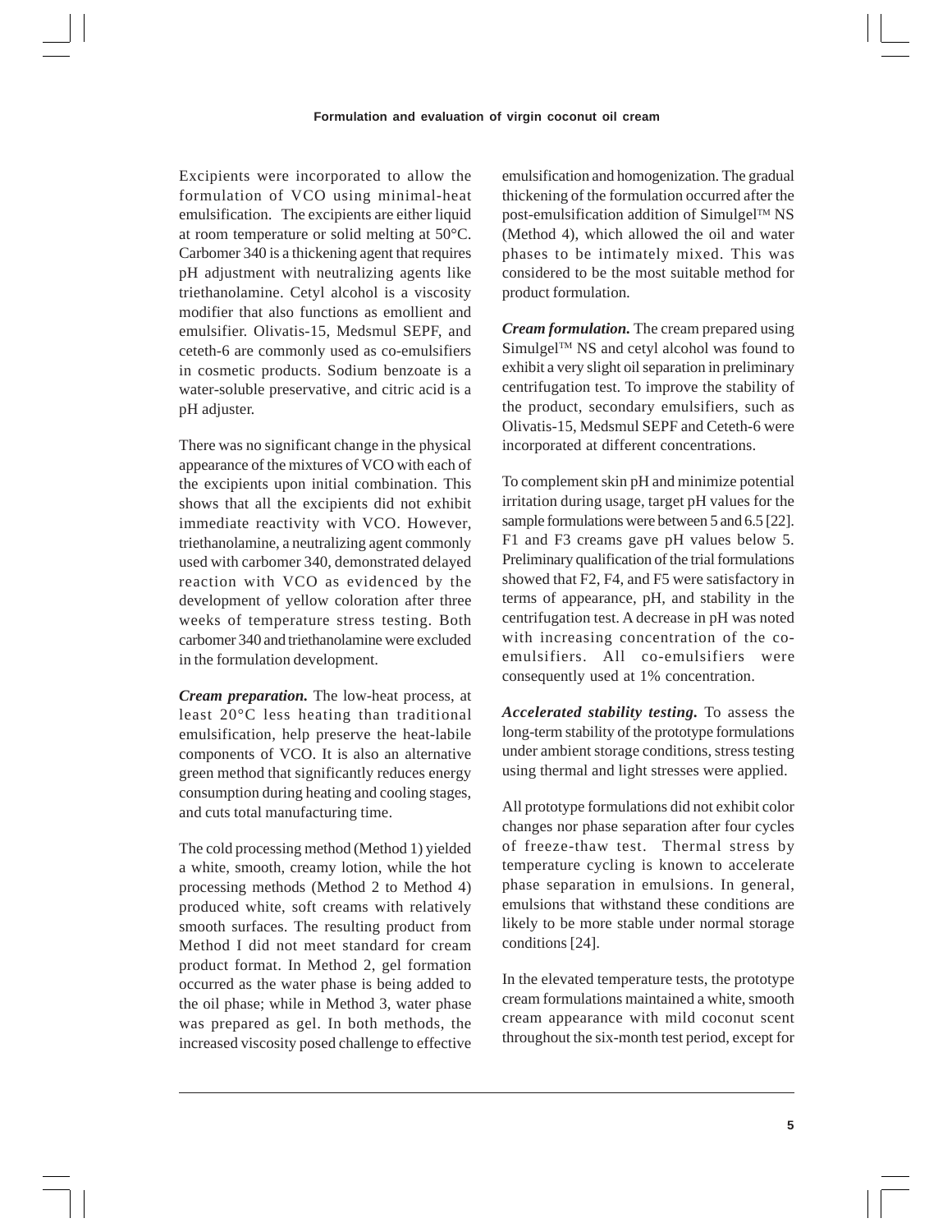Excipients were incorporated to allow the formulation of VCO using minimal-heat emulsification. The excipients are either liquid at room temperature or solid melting at 50°C. Carbomer 340 is a thickening agent that requires pH adjustment with neutralizing agents like triethanolamine. Cetyl alcohol is a viscosity modifier that also functions as emollient and emulsifier. Olivatis-15, Medsmul SEPF, and ceteth-6 are commonly used as co-emulsifiers in cosmetic products. Sodium benzoate is a water-soluble preservative, and citric acid is a pH adjuster.

There was no significant change in the physical appearance of the mixtures of VCO with each of the excipients upon initial combination. This shows that all the excipients did not exhibit immediate reactivity with VCO. However, triethanolamine, a neutralizing agent commonly used with carbomer 340, demonstrated delayed reaction with VCO as evidenced by the development of yellow coloration after three weeks of temperature stress testing. Both carbomer 340 and triethanolamine were excluded in the formulation development.

***Cream preparation.*** The low-heat process, at least 20°C less heating than traditional emulsification, help preserve the heat-labile components of VCO. It is also an alternative green method that significantly reduces energy consumption during heating and cooling stages, and cuts total manufacturing time.

The cold processing method (Method 1) yielded a white, smooth, creamy lotion, while the hot processing methods (Method 2 to Method 4) produced white, soft creams with relatively smooth surfaces. The resulting product from Method I did not meet standard for cream product format. In Method 2, gel formation occurred as the water phase is being added to the oil phase; while in Method 3, water phase was prepared as gel. In both methods, the increased viscosity posed challenge to effective emulsification and homogenization. The gradual thickening of the formulation occurred after the post-emulsification addition of Simulgel™ NS (Method 4), which allowed the oil and water phases to be intimately mixed. This was considered to be the most suitable method for product formulation.

***Cream formulation.*** The cream prepared using Simulgel™ NS and cetyl alcohol was found to exhibit a very slight oil separation in preliminary centrifugation test. To improve the stability of the product, secondary emulsifiers, such as Olivatis-15, Medsmul SEPF and Ceteth-6 were incorporated at different concentrations.

To complement skin pH and minimize potential irritation during usage, target pH values for the sample formulations were between 5 and 6.5 [22]. F1 and F3 creams gave pH values below 5. Preliminary qualification of the trial formulations showed that F2, F4, and F5 were satisfactory in terms of appearance, pH, and stability in the centrifugation test. A decrease in pH was noted with increasing concentration of the co-emulsifiers. All co-emulsifiers were consequently used at 1% concentration.

***Accelerated stability testing.*** To assess the long-term stability of the prototype formulations under ambient storage conditions, stress testing using thermal and light stresses were applied.

All prototype formulations did not exhibit color changes nor phase separation after four cycles of freeze-thaw test. Thermal stress by temperature cycling is known to accelerate phase separation in emulsions. In general, emulsions that withstand these conditions are likely to be more stable under normal storage conditions [24].

In the elevated temperature tests, the prototype cream formulations maintained a white, smooth cream appearance with mild coconut scent throughout the six-month test period, except for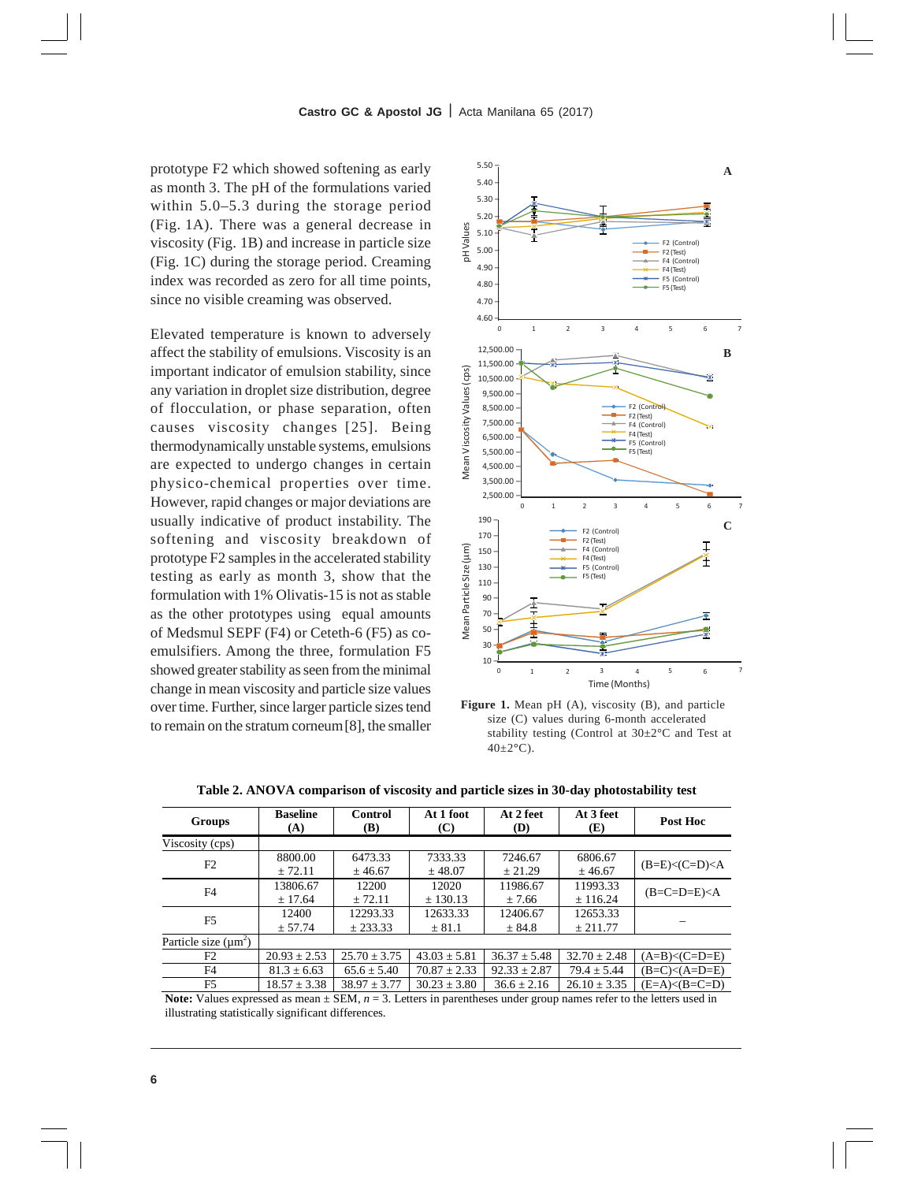prototype F2 which showed softening as early as month 3. The pH of the formulations varied within 5.0–5.3 during the storage period (Fig. 1A). There was a general decrease in viscosity (Fig. 1B) and increase in particle size (Fig. 1C) during the storage period. Creaming index was recorded as zero for all time points, since no visible creaming was observed.

Elevated temperature is known to adversely affect the stability of emulsions. Viscosity is an important indicator of emulsion stability, since any variation in droplet size distribution, degree of flocculation, or phase separation, often causes viscosity changes [25]. Being thermodynamically unstable systems, emulsions are expected to undergo changes in certain physico-chemical properties over time. However, rapid changes or major deviations are usually indicative of product instability. The softening and viscosity breakdown of prototype F2 samples in the accelerated stability testing as early as month 3, show that the formulation with 1% Olivatis-15 is not as stable as the other prototypes using equal amounts of Medsmul SEPF (F4) or Ceteth-6 (F5) as co-emulsifiers. Among the three, formulation F5 showed greater stability as seen from the minimal change in mean viscosity and particle size values over time. Further, since larger particle sizes tend to remain on the stratum corneum [8], the smaller

**Figure 1.** Mean pH (A), viscosity (B), and particle size (C) values during 6-month accelerated stability testing (Control at 30±2°C and Test at 40±2°C).

**Table 2. ANOVA comparison of viscosity and particle sizes in 30-day photostability test**

| Groups | Baseline (A) | Control (B) | At 1 foot (C) | At 2 feet (D) | At 3 feet (E) | Post Hoc |
|---|---|---|---|---|---|---|
| Viscosity (cps) | | | | | | |
| F2 | 8800.00 ± 72.11 | 6473.33 ± 46.67 | 7333.33 ± 48.07 | 7246.67 ± 21.29 | 6806.67 ± 46.67 | (B=E)<(C=D)<A |
| F4 | 13806.67 ± 17.64 | 12200 ± 72.11 | 12020 ± 130.13 | 11986.67 ± 7.66 | 11993.33 ± 116.24 | (B=C=D=E)<A |
| F5 | 12400 ± 57.74 | 12293.33 ± 233.33 | 12633.33 ± 81.1 | 12406.67 ± 84.8 | 12653.33 ± 211.77 | – |
| Particle size ($\mu m^2$) | | | | | | |
| F2 | 20.93 ± 2.53 | 25.70 ± 3.75 | 43.03 ± 5.81 | 36.37 ± 5.48 | 32.70 ± 2.48 | (A=B)<(C=D=E) |
| F4 | 81.3 ± 6.63 | 65.6 ± 5.40 | 70.87 ± 2.33 | 92.33 ± 2.87 | 79.4 ± 5.44 | (B=C)<(A=D=E) |
| F5 | 18.57 ± 3.38 | 38.97 ± 3.77 | 30.23 ± 3.80 | 36.6 ± 2.16 | 26.10 ± 3.35 | (E=A)<(B=C=D) |

**Note:** Values expressed as mean ± SEM, $n = 3$. Letters in parentheses under group names refer to the letters used in illustrating statistically significant differences.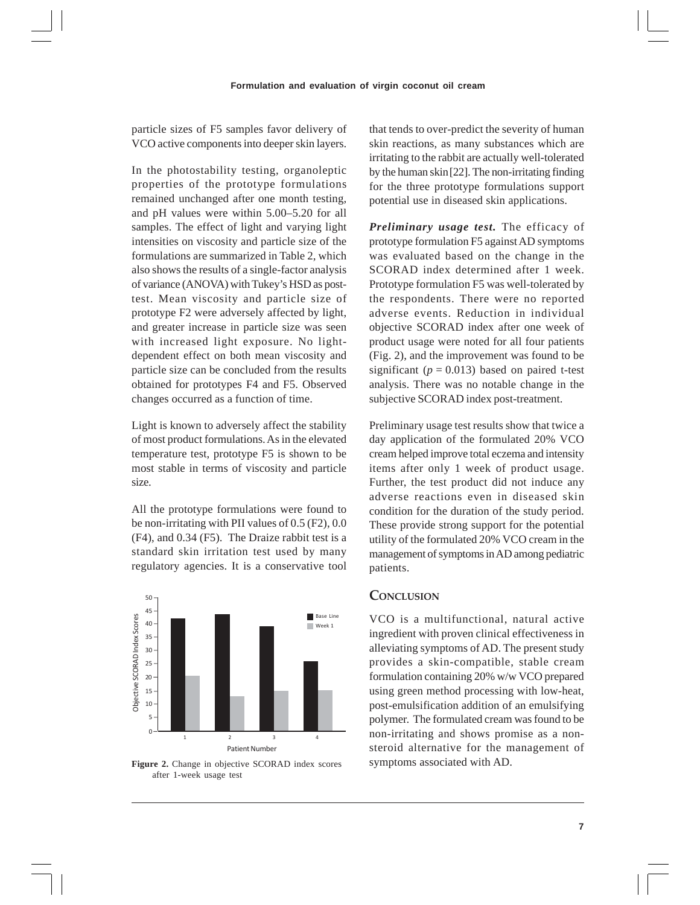particle sizes of F5 samples favor delivery of VCO active components into deeper skin layers.

In the photostability testing, organoleptic properties of the prototype formulations remained unchanged after one month testing, and pH values were within 5.00–5.20 for all samples. The effect of light and varying light intensities on viscosity and particle size of the formulations are summarized in Table 2, which also shows the results of a single-factor analysis of variance (ANOVA) with Tukey's HSD as post-test. Mean viscosity and particle size of prototype F2 were adversely affected by light, and greater increase in particle size was seen with increased light exposure. No light-dependent effect on both mean viscosity and particle size can be concluded from the results obtained for prototypes F4 and F5. Observed changes occurred as a function of time.

Light is known to adversely affect the stability of most product formulations. As in the elevated temperature test, prototype F5 is shown to be most stable in terms of viscosity and particle size.

All the prototype formulations were found to be non-irritating with PII values of 0.5 (F2), 0.0 (F4), and 0.34 (F5). The Draize rabbit test is a standard skin irritation test used by many regulatory agencies. It is a conservative tool that tends to over-predict the severity of human skin reactions, as many substances which are irritating to the rabbit are actually well-tolerated by the human skin [22]. The non-irritating finding for the three prototype formulations support potential use in diseased skin applications.

Figure 2. Change in objective SCORAD index scores after 1-week usage test

***Preliminary usage test.*** The efficacy of prototype formulation F5 against AD symptoms was evaluated based on the change in the SCORAD index determined after 1 week. Prototype formulation F5 was well-tolerated by the respondents. There were no reported adverse events. Reduction in individual objective SCORAD index after one week of product usage were noted for all four patients (Fig. 2), and the improvement was found to be significant ($p = 0.013$) based on paired t-test analysis. There was no notable change in the subjective SCORAD index post-treatment.

Preliminary usage test results show that twice a day application of the formulated 20% VCO cream helped improve total eczema and intensity items after only 1 week of product usage. Further, the test product did not induce any adverse reactions even in diseased skin condition for the duration of the study period. These provide strong support for the potential utility of the formulated 20% VCO cream in the management of symptoms in AD among pediatric patients.

## Conclusion

VCO is a multifunctional, natural active ingredient with proven clinical effectiveness in alleviating symptoms of AD. The present study provides a skin-compatible, stable cream formulation containing 20% w/w VCO prepared using green method processing with low-heat, post-emulsification addition of an emulsifying polymer. The formulated cream was found to be non-irritating and shows promise as a non-steroid alternative for the management of symptoms associated with AD.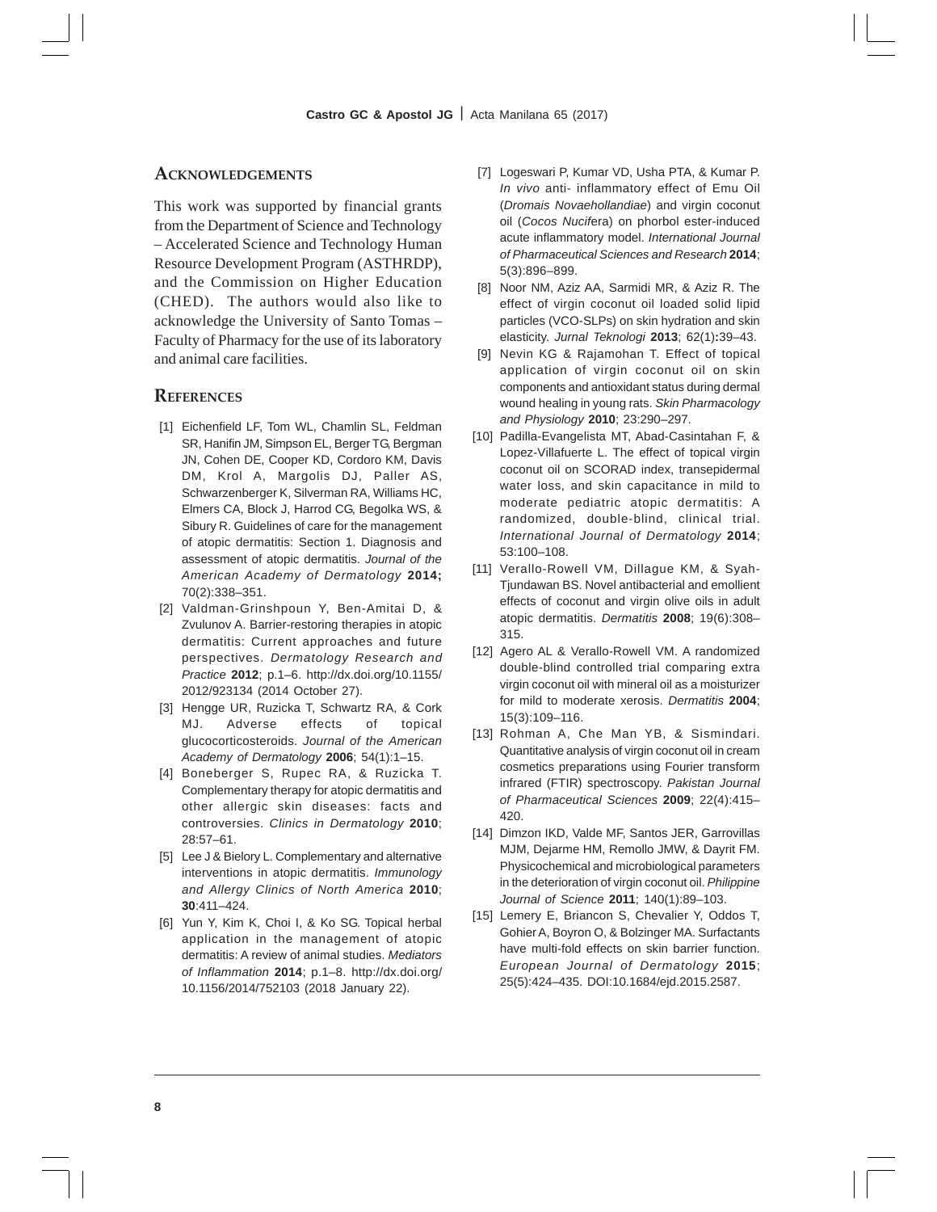## Acknowledgements

This work was supported by financial grants from the Department of Science and Technology – Accelerated Science and Technology Human Resource Development Program (ASTHRDP), and the Commission on Higher Education (CHED). The authors would also like to acknowledge the University of Santo Tomas – Faculty of Pharmacy for the use of its laboratory and animal care facilities.

## References

[1] Eichenfield LF, Tom WL, Chamlin SL, Feldman SR, Hanifin JM, Simpson EL, Berger TG, Bergman JN, Cohen DE, Cooper KD, Cordoro KM, Davis DM, Krol A, Margolis DJ, Paller AS, Schwarzenberger K, Silverman RA, Williams HC, Elmers CA, Block J, Harrod CG, Begolka WS, & Sibury R. Guidelines of care for the management of atopic dermatitis: Section 1. Diagnosis and assessment of atopic dermatitis. *Journal of the American Academy of Dermatology* **2014;** 70(2):338–351.

[2] Valdman-Grinshpoun Y, Ben-Amitai D, & Zvulunov A. Barrier-restoring therapies in atopic dermatitis: Current approaches and future perspectives. *Dermatology Research and Practice* **2012**; p.1–6. http://dx.doi.org/10.1155/2012/923134 (2014 October 27).

[3] Hengge UR, Ruzicka T, Schwartz RA, & Cork MJ. Adverse effects of topical glucocorticosteroids. *Journal of the American Academy of Dermatology* **2006**; 54(1):1–15.

[4] Boneberger S, Rupec RA, & Ruzicka T. Complementary therapy for atopic dermatitis and other allergic skin diseases: facts and controversies. *Clinics in Dermatology* **2010**; 28:57–61.

[5] Lee J & Bielory L. Complementary and alternative interventions in atopic dermatitis. *Immunology and Allergy Clinics of North America* **2010**; **30**:411–424.

[6] Yun Y, Kim K, Choi I, & Ko SG. Topical herbal application in the management of atopic dermatitis: A review of animal studies. *Mediators of Inflammation* **2014**; p.1–8. http://dx.doi.org/10.1156/2014/752103 (2018 January 22).

[7] Logeswari P, Kumar VD, Usha PTA, & Kumar P. *In vivo* anti- inflammatory effect of Emu Oil (*Dromais Novaehollandiae*) and virgin coconut oil (*Cocos Nucif*era) on phorbol ester-induced acute inflammatory model. *International Journal of Pharmaceutical Sciences and Research* **2014**; 5(3):896–899.

[8] Noor NM, Aziz AA, Sarmidi MR, & Aziz R. The effect of virgin coconut oil loaded solid lipid particles (VCO-SLPs) on skin hydration and skin elasticity. *Jurnal Teknologi* **2013**; 62(1)**:**39–43.

[9] Nevin KG & Rajamohan T. Effect of topical application of virgin coconut oil on skin components and antioxidant status during dermal wound healing in young rats. *Skin Pharmacology and Physiology* **2010**; 23:290–297.

[10] Padilla-Evangelista MT, Abad-Casintahan F, & Lopez-Villafuerte L. The effect of topical virgin coconut oil on SCORAD index, transepidermal water loss, and skin capacitance in mild to moderate pediatric atopic dermatitis: A randomized, double-blind, clinical trial. *International Journal of Dermatology* **2014**; 53:100–108.

[11] Verallo-Rowell VM, Dillague KM, & Syah-Tjundawan BS. Novel antibacterial and emollient effects of coconut and virgin olive oils in adult atopic dermatitis. *Dermatitis* **2008**; 19(6):308–315.

[12] Agero AL & Verallo-Rowell VM. A randomized double-blind controlled trial comparing extra virgin coconut oil with mineral oil as a moisturizer for mild to moderate xerosis. *Dermatitis* **2004**; 15(3):109–116.

[13] Rohman A, Che Man YB, & Sismindari. Quantitative analysis of virgin coconut oil in cream cosmetics preparations using Fourier transform infrared (FTIR) spectroscopy. *Pakistan Journal of Pharmaceutical Sciences* **2009**; 22(4):415–420.

[14] Dimzon IKD, Valde MF, Santos JER, Garrovillas MJM, Dejarme HM, Remollo JMW, & Dayrit FM. Physicochemical and microbiological parameters in the deterioration of virgin coconut oil. *Philippine Journal of Science* **2011**; 140(1):89–103.

[15] Lemery E, Briancon S, Chevalier Y, Oddos T, Gohier A, Boyron O, & Bolzinger MA. Surfactants have multi-fold effects on skin barrier function. *European Journal of Dermatology* **2015**; 25(5):424–435. DOI:10.1684/ejd.2015.2587.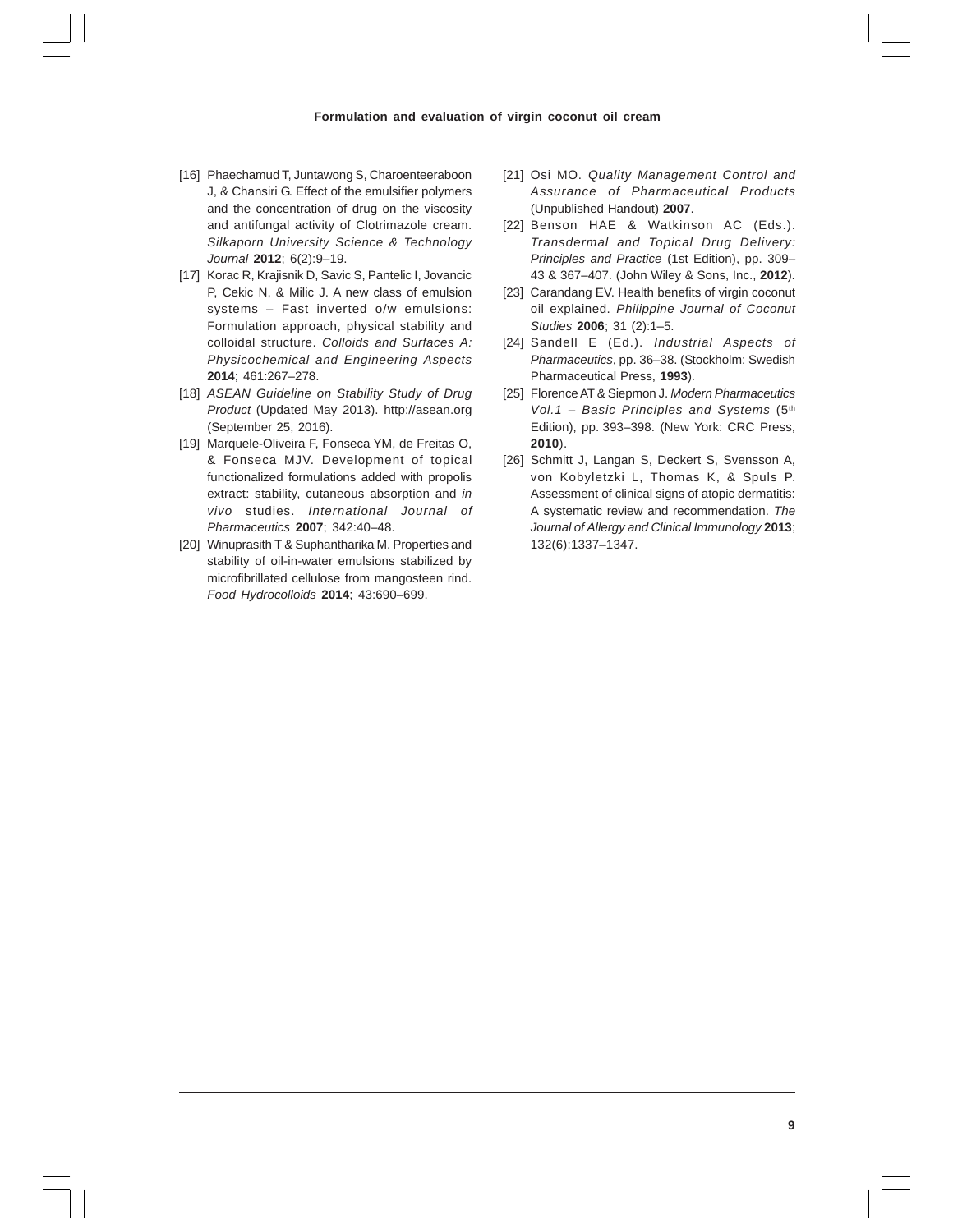[16] Phaechamud T, Juntawong S, Charoenteeraboon J, & Chansiri G. Effect of the emulsifier polymers and the concentration of drug on the viscosity and antifungal activity of Clotrimazole cream. *Silkaporn University Science & Technology Journal* **2012**; 6(2):9–19.

[17] Korac R, Krajisnik D, Savic S, Pantelic I, Jovancic P, Cekic N, & Milic J. A new class of emulsion systems – Fast inverted o/w emulsions: Formulation approach, physical stability and colloidal structure. *Colloids and Surfaces A: Physicochemical and Engineering Aspects* **2014**; 461:267–278.

[18] *ASEAN Guideline on Stability Study of Drug Product* (Updated May 2013). http://asean.org (September 25, 2016).

[19] Marquele-Oliveira F, Fonseca YM, de Freitas O, & Fonseca MJV. Development of topical functionalized formulations added with propolis extract: stability, cutaneous absorption and *in vivo* studies. *International Journal of Pharmaceutics* **2007**; 342:40–48.

[20] Winuprasith T & Suphantharika M. Properties and stability of oil-in-water emulsions stabilized by microfibrillated cellulose from mangosteen rind. *Food Hydrocolloids* **2014**; 43:690–699.

[21] Osi MO. *Quality Management Control and Assurance of Pharmaceutical Products* (Unpublished Handout) **2007**.

[22] Benson HAE & Watkinson AC (Eds.). *Transdermal and Topical Drug Delivery: Principles and Practice* (1st Edition), pp. 309–43 & 367–407. (John Wiley & Sons, Inc., **2012**).

[23] Carandang EV. Health benefits of virgin coconut oil explained. *Philippine Journal of Coconut Studies* **2006**; 31 (2):1–5.

[24] Sandell E (Ed.). *Industrial Aspects of Pharmaceutics*, pp. 36–38. (Stockholm: Swedish Pharmaceutical Press, **1993**).

[25] Florence AT & Siepmon J. *Modern Pharmaceutics Vol.1 – Basic Principles and Systems* (5th Edition), pp. 393–398. (New York: CRC Press, **2010**).

[26] Schmitt J, Langan S, Deckert S, Svensson A, von Kobyletzki L, Thomas K, & Spuls P. Assessment of clinical signs of atopic dermatitis: A systematic review and recommendation. *The Journal of Allergy and Clinical Immunology* **2013**; 132(6):1337–1347.